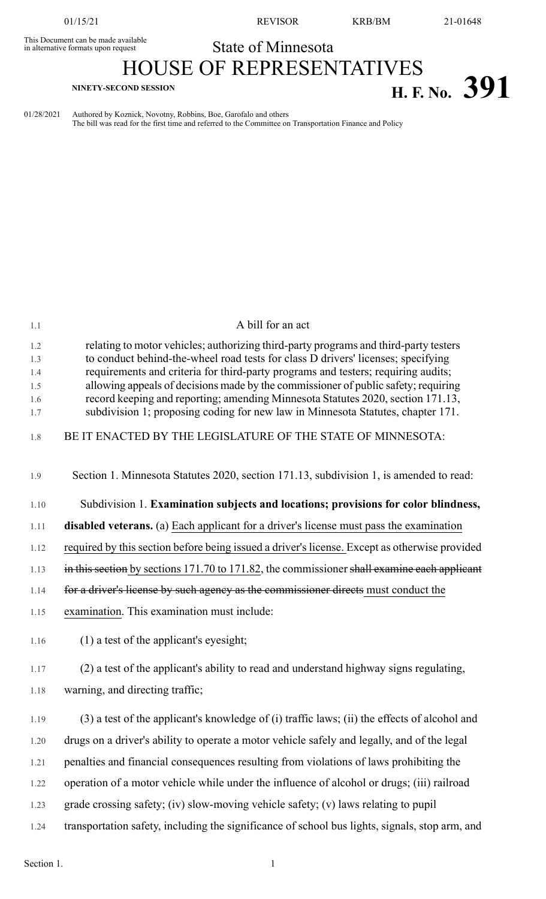01/15/21 REVISOR KRB/BM 21-01648

This Document can be made available in alternative formats upon request

State of Minnesota

# HOUSE OF REPRESENTATIVES

**NINETY-SECOND SESSION**

# H. F. No. 391

01/28/2021 Authored by Koznick, Novotny, Robbins, Boe, Garofalo and others
The bill was read for the first time and referred to the Committee on Transportation Finance and Policy

1.1 A bill for an act

1.2 relating to motor vehicles; authorizing third-party programs and third-party testers
1.3 to conduct behind-the-wheel road tests for class D drivers' licenses; specifying
1.4 requirements and criteria for third-party programs and testers; requiring audits;
1.5 allowing appeals of decisions made by the commissioner of public safety; requiring
1.6 record keeping and reporting; amending Minnesota Statutes 2020, section 171.13,
1.7 subdivision 1; proposing coding for new law in Minnesota Statutes, chapter 171.

1.8 BE IT ENACTED BY THE LEGISLATURE OF THE STATE OF MINNESOTA:

1.9 Section 1. Minnesota Statutes 2020, section 171.13, subdivision 1, is amended to read:

1.10 Subdivision 1. **Examination subjects and locations; provisions for color blindness,**
1.11 **disabled veterans.** (a) Each applicant for a driver's license must pass the examination
1.12 required by this section before being issued a driver's license. Except as otherwise provided
1.13 ~~in this section~~ by sections 171.70 to 171.82, the commissioner ~~shall examine each applicant~~
1.14 ~~for a driver's license by such agency as the commissioner directs~~ must conduct the
1.15 examination. This examination must include:

1.16 (1) a test of the applicant's eyesight;

1.17 (2) a test of the applicant's ability to read and understand highway signs regulating,
1.18 warning, and directing traffic;

1.19 (3) a test of the applicant's knowledge of (i) traffic laws; (ii) the effects of alcohol and
1.20 drugs on a driver's ability to operate a motor vehicle safely and legally, and of the legal
1.21 penalties and financial consequences resulting from violations of laws prohibiting the
1.22 operation of a motor vehicle while under the influence of alcohol or drugs; (iii) railroad
1.23 grade crossing safety; (iv) slow-moving vehicle safety; (v) laws relating to pupil
1.24 transportation safety, including the significance of school bus lights, signals, stop arm, and

Section 1.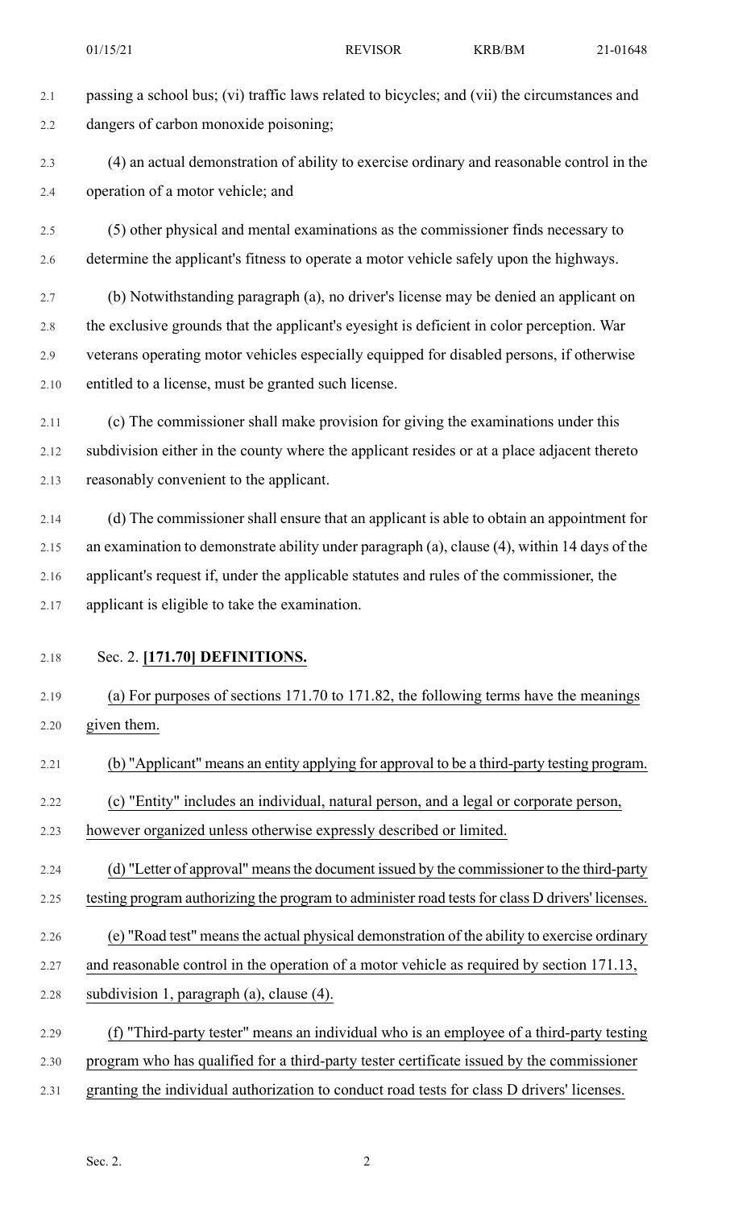passing a school bus; (vi) traffic laws related to bicycles; and (vii) the circumstances and dangers of carbon monoxide poisoning;

(4) an actual demonstration of ability to exercise ordinary and reasonable control in the operation of a motor vehicle; and

(5) other physical and mental examinations as the commissioner finds necessary to determine the applicant's fitness to operate a motor vehicle safely upon the highways.

(b) Notwithstanding paragraph (a), no driver's license may be denied an applicant on the exclusive grounds that the applicant's eyesight is deficient in color perception. War veterans operating motor vehicles especially equipped for disabled persons, if otherwise entitled to a license, must be granted such license.

(c) The commissioner shall make provision for giving the examinations under this subdivision either in the county where the applicant resides or at a place adjacent thereto reasonably convenient to the applicant.

(d) The commissioner shall ensure that an applicant is able to obtain an appointment for an examination to demonstrate ability under paragraph (a), clause (4), within 14 days of the applicant's request if, under the applicable statutes and rules of the commissioner, the applicant is eligible to take the examination.

Sec. 2. **[171.70] DEFINITIONS.**

(a) For purposes of sections 171.70 to 171.82, the following terms have the meanings given them.

(b) "Applicant" means an entity applying for approval to be a third-party testing program.

(c) "Entity" includes an individual, natural person, and a legal or corporate person, however organized unless otherwise expressly described or limited.

(d) "Letter of approval" means the document issued by the commissioner to the third-party testing program authorizing the program to administer road tests for class D drivers' licenses.

(e) "Road test" means the actual physical demonstration of the ability to exercise ordinary and reasonable control in the operation of a motor vehicle as required by section 171.13, subdivision 1, paragraph (a), clause (4).

(f) "Third-party tester" means an individual who is an employee of a third-party testing program who has qualified for a third-party tester certificate issued by the commissioner granting the individual authorization to conduct road tests for class D drivers' licenses.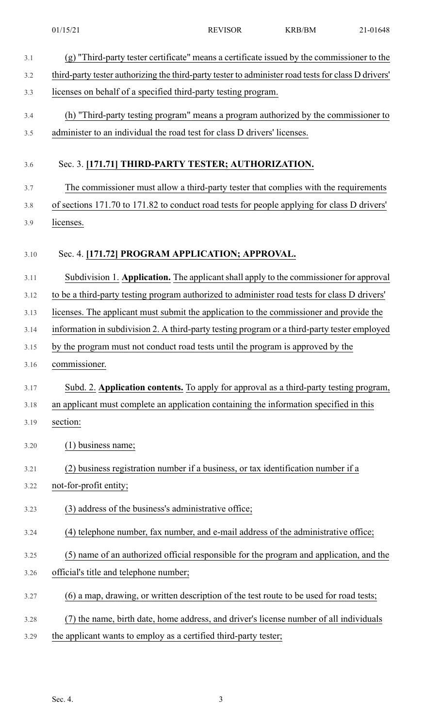(g) "Third-party tester certificate" means a certificate issued by the commissioner to the third-party tester authorizing the third-party tester to administer road tests for class D drivers' licenses on behalf of a specified third-party testing program.

(h) "Third-party testing program" means a program authorized by the commissioner to administer to an individual the road test for class D drivers' licenses.

## Sec. 3. **[171.71] THIRD-PARTY TESTER; AUTHORIZATION.**

The commissioner must allow a third-party tester that complies with the requirements of sections 171.70 to 171.82 to conduct road tests for people applying for class D drivers' licenses.

## Sec. 4. **[171.72] PROGRAM APPLICATION; APPROVAL.**

Subdivision 1. **Application.** The applicant shall apply to the commissioner for approval to be a third-party testing program authorized to administer road tests for class D drivers' licenses. The applicant must submit the application to the commissioner and provide the information in subdivision 2. A third-party testing program or a third-party tester employed by the program must not conduct road tests until the program is approved by the commissioner.

Subd. 2. **Application contents.** To apply for approval as a third-party testing program, an applicant must complete an application containing the information specified in this section:

(1) business name;

(2) business registration number if a business, or tax identification number if a not-for-profit entity;

(3) address of the business's administrative office;

(4) telephone number, fax number, and e-mail address of the administrative office;

(5) name of an authorized official responsible for the program and application, and the official's title and telephone number;

(6) a map, drawing, or written description of the test route to be used for road tests;

(7) the name, birth date, home address, and driver's license number of all individuals the applicant wants to employ as a certified third-party tester;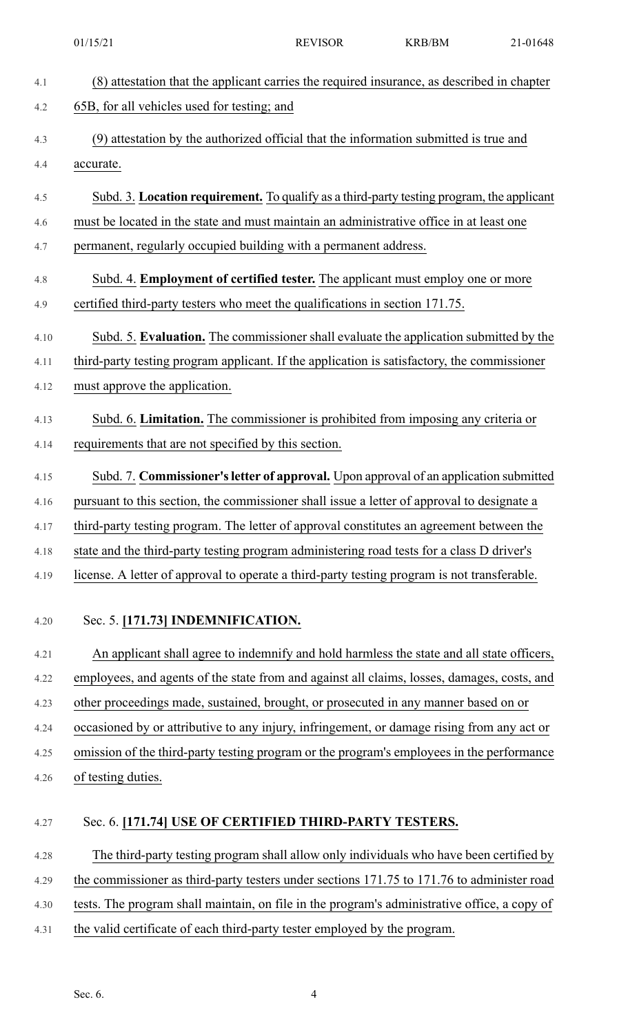(8) attestation that the applicant carries the required insurance, as described in chapter 65B, for all vehicles used for testing; and

(9) attestation by the authorized official that the information submitted is true and accurate.

Subd. 3. **Location requirement.** To qualify as a third-party testing program, the applicant must be located in the state and must maintain an administrative office in at least one permanent, regularly occupied building with a permanent address.

Subd. 4. **Employment of certified tester.** The applicant must employ one or more certified third-party testers who meet the qualifications in section 171.75.

Subd. 5. **Evaluation.** The commissioner shall evaluate the application submitted by the third-party testing program applicant. If the application is satisfactory, the commissioner must approve the application.

Subd. 6. **Limitation.** The commissioner is prohibited from imposing any criteria or requirements that are not specified by this section.

Subd. 7. **Commissioner's letter of approval.** Upon approval of an application submitted pursuant to this section, the commissioner shall issue a letter of approval to designate a third-party testing program. The letter of approval constitutes an agreement between the state and the third-party testing program administering road tests for a class D driver's license. A letter of approval to operate a third-party testing program is not transferable.

Sec. 5. **[171.73] INDEMNIFICATION.**

An applicant shall agree to indemnify and hold harmless the state and all state officers, employees, and agents of the state from and against all claims, losses, damages, costs, and other proceedings made, sustained, brought, or prosecuted in any manner based on or occasioned by or attributive to any injury, infringement, or damage rising from any act or omission of the third-party testing program or the program's employees in the performance of testing duties.

Sec. 6. **[171.74] USE OF CERTIFIED THIRD-PARTY TESTERS.**

The third-party testing program shall allow only individuals who have been certified by the commissioner as third-party testers under sections 171.75 to 171.76 to administer road tests. The program shall maintain, on file in the program's administrative office, a copy of the valid certificate of each third-party tester employed by the program.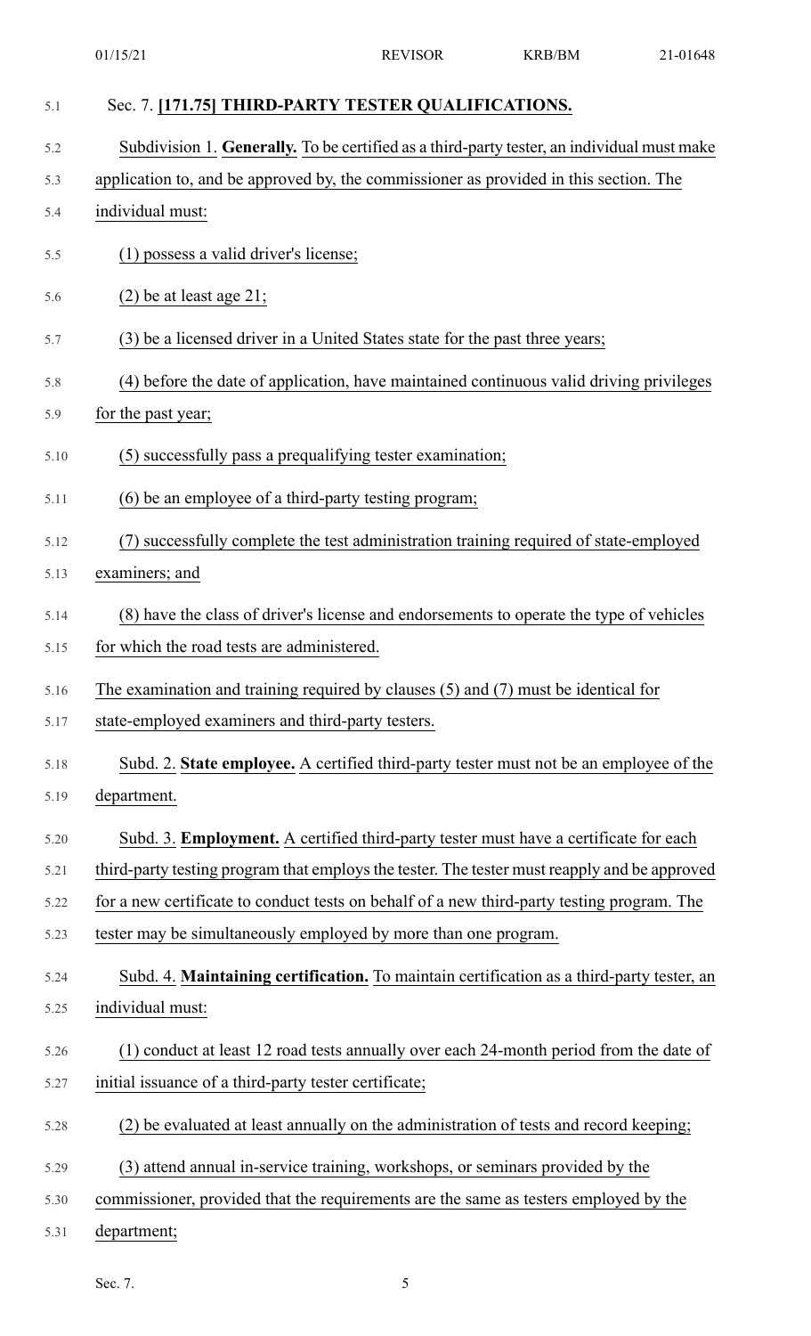Sec. 7. **[171.75] THIRD-PARTY TESTER QUALIFICATIONS.**

Subdivision 1. **Generally.** To be certified as a third-party tester, an individual must make application to, and be approved by, the commissioner as provided in this section. The individual must:

(1) possess a valid driver's license;

(2) be at least age 21;

(3) be a licensed driver in a United States state for the past three years;

(4) before the date of application, have maintained continuous valid driving privileges for the past year;

(5) successfully pass a prequalifying tester examination;

(6) be an employee of a third-party testing program;

(7) successfully complete the test administration training required of state-employed examiners; and

(8) have the class of driver's license and endorsements to operate the type of vehicles for which the road tests are administered.

The examination and training required by clauses (5) and (7) must be identical for state-employed examiners and third-party testers.

Subd. 2. **State employee.** A certified third-party tester must not be an employee of the department.

Subd. 3. **Employment.** A certified third-party tester must have a certificate for each third-party testing program that employs the tester. The tester must reapply and be approved for a new certificate to conduct tests on behalf of a new third-party testing program. The tester may be simultaneously employed by more than one program.

Subd. 4. **Maintaining certification.** To maintain certification as a third-party tester, an individual must:

(1) conduct at least 12 road tests annually over each 24-month period from the date of initial issuance of a third-party tester certificate;

(2) be evaluated at least annually on the administration of tests and record keeping;

(3) attend annual in-service training, workshops, or seminars provided by the commissioner, provided that the requirements are the same as testers employed by the department;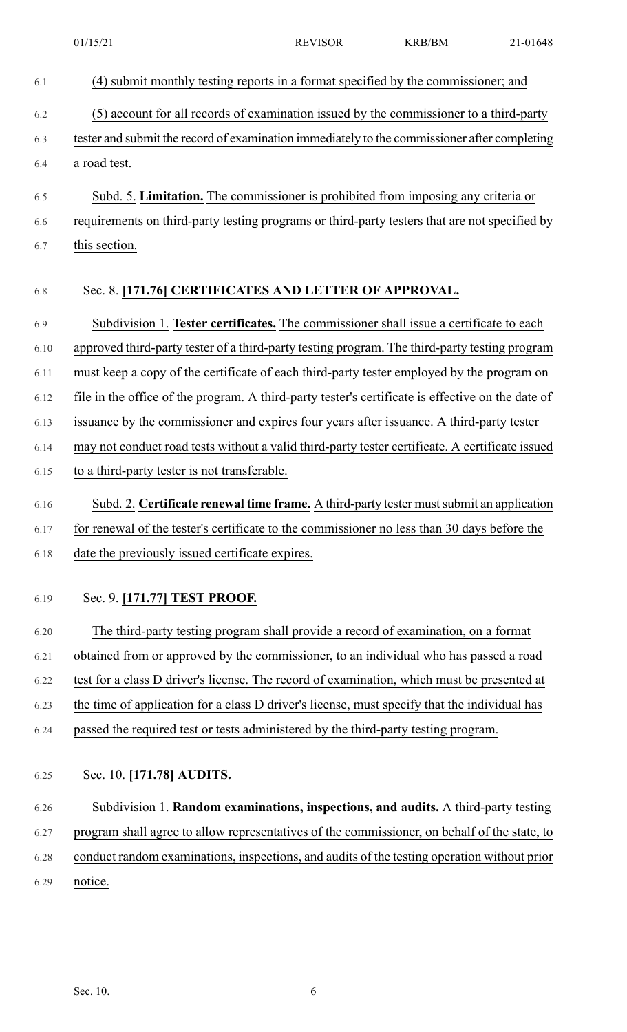(4) submit monthly testing reports in a format specified by the commissioner; and

(5) account for all records of examination issued by the commissioner to a third-party tester and submit the record of examination immediately to the commissioner after completing a road test.

Subd. 5. **Limitation.** The commissioner is prohibited from imposing any criteria or requirements on third-party testing programs or third-party testers that are not specified by this section.

Sec. 8. **[171.76] CERTIFICATES AND LETTER OF APPROVAL.**

Subdivision 1. **Tester certificates.** The commissioner shall issue a certificate to each approved third-party tester of a third-party testing program. The third-party testing program must keep a copy of the certificate of each third-party tester employed by the program on file in the office of the program. A third-party tester's certificate is effective on the date of issuance by the commissioner and expires four years after issuance. A third-party tester may not conduct road tests without a valid third-party tester certificate. A certificate issued to a third-party tester is not transferable.

Subd. 2. **Certificate renewal time frame.** A third-party tester must submit an application for renewal of the tester's certificate to the commissioner no less than 30 days before the date the previously issued certificate expires.

Sec. 9. **[171.77] TEST PROOF.**

The third-party testing program shall provide a record of examination, on a format obtained from or approved by the commissioner, to an individual who has passed a road test for a class D driver's license. The record of examination, which must be presented at the time of application for a class D driver's license, must specify that the individual has passed the required test or tests administered by the third-party testing program.

Sec. 10. **[171.78] AUDITS.**

Subdivision 1. **Random examinations, inspections, and audits.** A third-party testing program shall agree to allow representatives of the commissioner, on behalf of the state, to conduct random examinations, inspections, and audits of the testing operation without prior notice.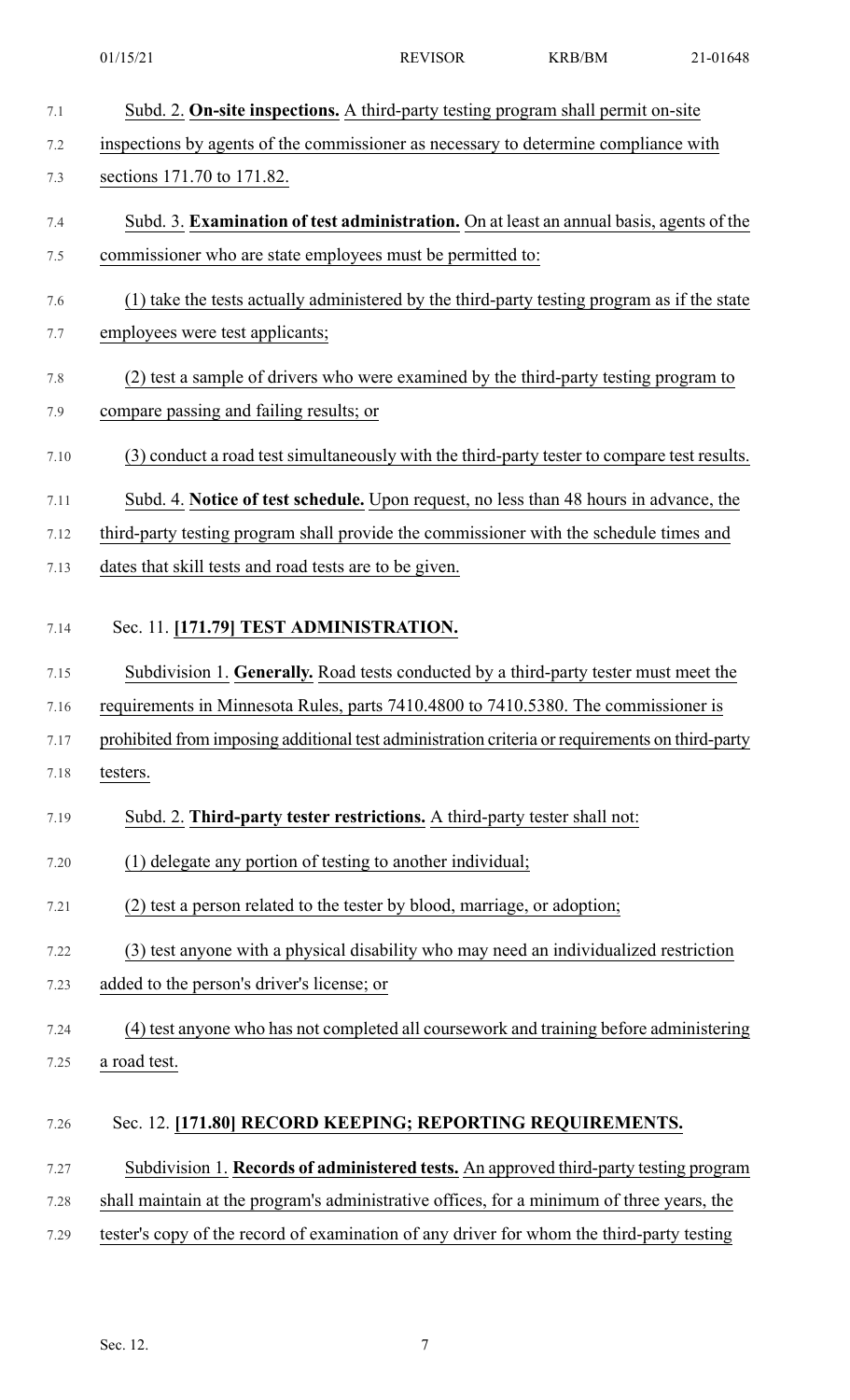Subd. 2. **On-site inspections.** A third-party testing program shall permit on-site inspections by agents of the commissioner as necessary to determine compliance with sections 171.70 to 171.82.

Subd. 3. **Examination of test administration.** On at least an annual basis, agents of the commissioner who are state employees must be permitted to:

(1) take the tests actually administered by the third-party testing program as if the state employees were test applicants;

(2) test a sample of drivers who were examined by the third-party testing program to compare passing and failing results; or

(3) conduct a road test simultaneously with the third-party tester to compare test results.

Subd. 4. **Notice of test schedule.** Upon request, no less than 48 hours in advance, the third-party testing program shall provide the commissioner with the schedule times and dates that skill tests and road tests are to be given.

Sec. 11. **[171.79] TEST ADMINISTRATION.**

Subdivision 1. **Generally.** Road tests conducted by a third-party tester must meet the requirements in Minnesota Rules, parts 7410.4800 to 7410.5380. The commissioner is prohibited from imposing additional test administration criteria or requirements on third-party testers.

Subd. 2. **Third-party tester restrictions.** A third-party tester shall not:

(1) delegate any portion of testing to another individual;

(2) test a person related to the tester by blood, marriage, or adoption;

(3) test anyone with a physical disability who may need an individualized restriction added to the person's driver's license; or

(4) test anyone who has not completed all coursework and training before administering a road test.

Sec. 12. **[171.80] RECORD KEEPING; REPORTING REQUIREMENTS.**

Subdivision 1. **Records of administered tests.** An approved third-party testing program shall maintain at the program's administrative offices, for a minimum of three years, the tester's copy of the record of examination of any driver for whom the third-party testing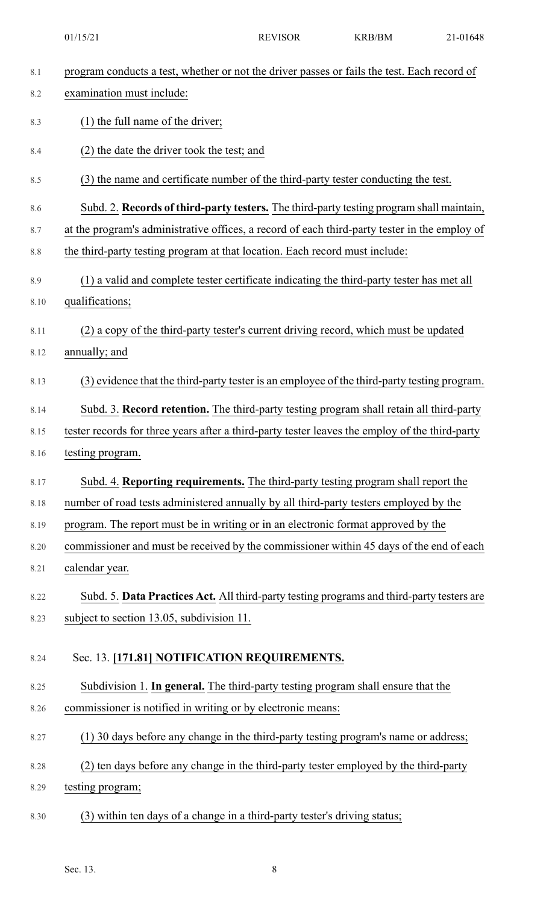program conducts a test, whether or not the driver passes or fails the test. Each record of examination must include:

(1) the full name of the driver;

(2) the date the driver took the test; and

(3) the name and certificate number of the third-party tester conducting the test.

Subd. 2. **Records of third-party testers.** The third-party testing program shall maintain, at the program's administrative offices, a record of each third-party tester in the employ of the third-party testing program at that location. Each record must include:

(1) a valid and complete tester certificate indicating the third-party tester has met all qualifications;

(2) a copy of the third-party tester's current driving record, which must be updated annually; and

(3) evidence that the third-party tester is an employee of the third-party testing program.

Subd. 3. **Record retention.** The third-party testing program shall retain all third-party tester records for three years after a third-party tester leaves the employ of the third-party testing program.

Subd. 4. **Reporting requirements.** The third-party testing program shall report the number of road tests administered annually by all third-party testers employed by the program. The report must be in writing or in an electronic format approved by the commissioner and must be received by the commissioner within 45 days of the end of each calendar year.

Subd. 5. **Data Practices Act.** All third-party testing programs and third-party testers are subject to section 13.05, subdivision 11.

Sec. 13. **[171.81] NOTIFICATION REQUIREMENTS.**

Subdivision 1. **In general.** The third-party testing program shall ensure that the commissioner is notified in writing or by electronic means:

(1) 30 days before any change in the third-party testing program's name or address;

(2) ten days before any change in the third-party tester employed by the third-party testing program;

(3) within ten days of a change in a third-party tester's driving status;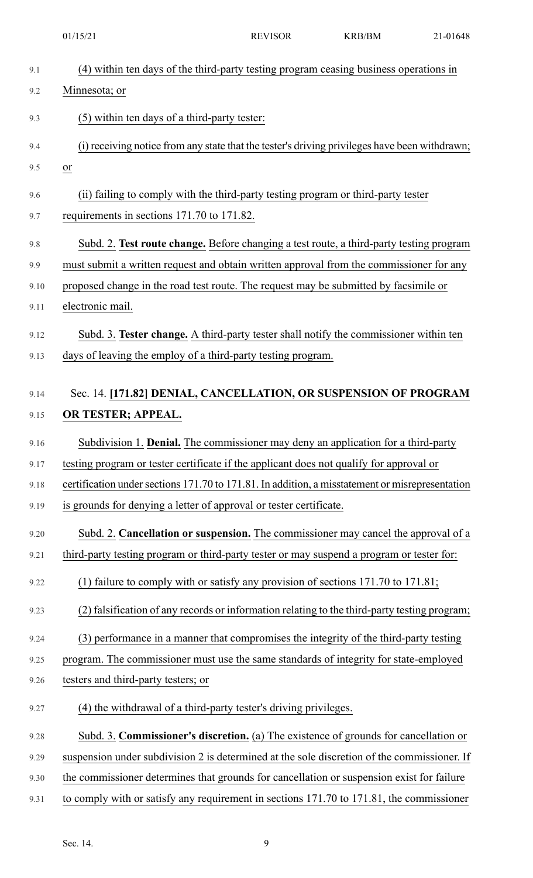(4) within ten days of the third-party testing program ceasing business operations in Minnesota; or

(5) within ten days of a third-party tester:

(i) receiving notice from any state that the tester's driving privileges have been withdrawn; or

(ii) failing to comply with the third-party testing program or third-party tester requirements in sections 171.70 to 171.82.

Subd. 2. **Test route change.** Before changing a test route, a third-party testing program must submit a written request and obtain written approval from the commissioner for any proposed change in the road test route. The request may be submitted by facsimile or electronic mail.

Subd. 3. **Tester change.** A third-party tester shall notify the commissioner within ten days of leaving the employ of a third-party testing program.

## Sec. 14. [171.82] DENIAL, CANCELLATION, OR SUSPENSION OF PROGRAM OR TESTER; APPEAL.

Subdivision 1. **Denial.** The commissioner may deny an application for a third-party testing program or tester certificate if the applicant does not qualify for approval or certification under sections 171.70 to 171.81. In addition, a misstatement or misrepresentation is grounds for denying a letter of approval or tester certificate.

Subd. 2. **Cancellation or suspension.** The commissioner may cancel the approval of a third-party testing program or third-party tester or may suspend a program or tester for:

(1) failure to comply with or satisfy any provision of sections 171.70 to 171.81;

(2) falsification of any records or information relating to the third-party testing program;

(3) performance in a manner that compromises the integrity of the third-party testing program. The commissioner must use the same standards of integrity for state-employed testers and third-party testers; or

(4) the withdrawal of a third-party tester's driving privileges.

Subd. 3. **Commissioner's discretion.** (a) The existence of grounds for cancellation or suspension under subdivision 2 is determined at the sole discretion of the commissioner. If the commissioner determines that grounds for cancellation or suspension exist for failure to comply with or satisfy any requirement in sections 171.70 to 171.81, the commissioner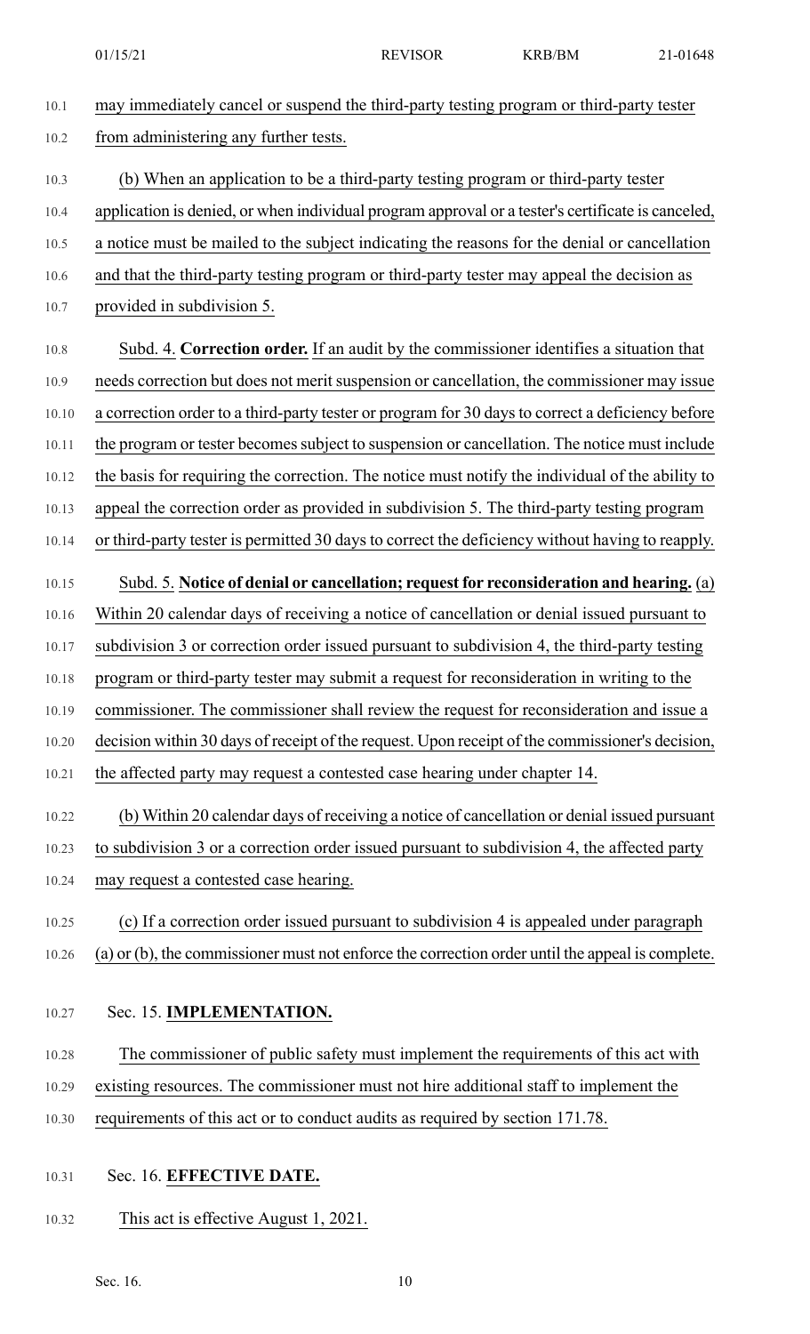may immediately cancel or suspend the third-party testing program or third-party tester from administering any further tests.

(b) When an application to be a third-party testing program or third-party tester application is denied, or when individual program approval or a tester's certificate is canceled, a notice must be mailed to the subject indicating the reasons for the denial or cancellation and that the third-party testing program or third-party tester may appeal the decision as provided in subdivision 5.

Subd. 4. **Correction order.** If an audit by the commissioner identifies a situation that needs correction but does not merit suspension or cancellation, the commissioner may issue a correction order to a third-party tester or program for 30 days to correct a deficiency before the program or tester becomes subject to suspension or cancellation. The notice must include the basis for requiring the correction. The notice must notify the individual of the ability to appeal the correction order as provided in subdivision 5. The third-party testing program or third-party tester is permitted 30 days to correct the deficiency without having to reapply.

Subd. 5. **Notice of denial or cancellation; request for reconsideration and hearing.** (a) Within 20 calendar days of receiving a notice of cancellation or denial issued pursuant to subdivision 3 or correction order issued pursuant to subdivision 4, the third-party testing program or third-party tester may submit a request for reconsideration in writing to the commissioner. The commissioner shall review the request for reconsideration and issue a decision within 30 days of receipt of the request. Upon receipt of the commissioner's decision, the affected party may request a contested case hearing under chapter 14.

(b) Within 20 calendar days of receiving a notice of cancellation or denial issued pursuant to subdivision 3 or a correction order issued pursuant to subdivision 4, the affected party may request a contested case hearing.

(c) If a correction order issued pursuant to subdivision 4 is appealed under paragraph (a) or (b), the commissioner must not enforce the correction order until the appeal is complete.

Sec. 15. **IMPLEMENTATION.**

The commissioner of public safety must implement the requirements of this act with existing resources. The commissioner must not hire additional staff to implement the requirements of this act or to conduct audits as required by section 171.78.

Sec. 16. **EFFECTIVE DATE.**

This act is effective August 1, 2021.